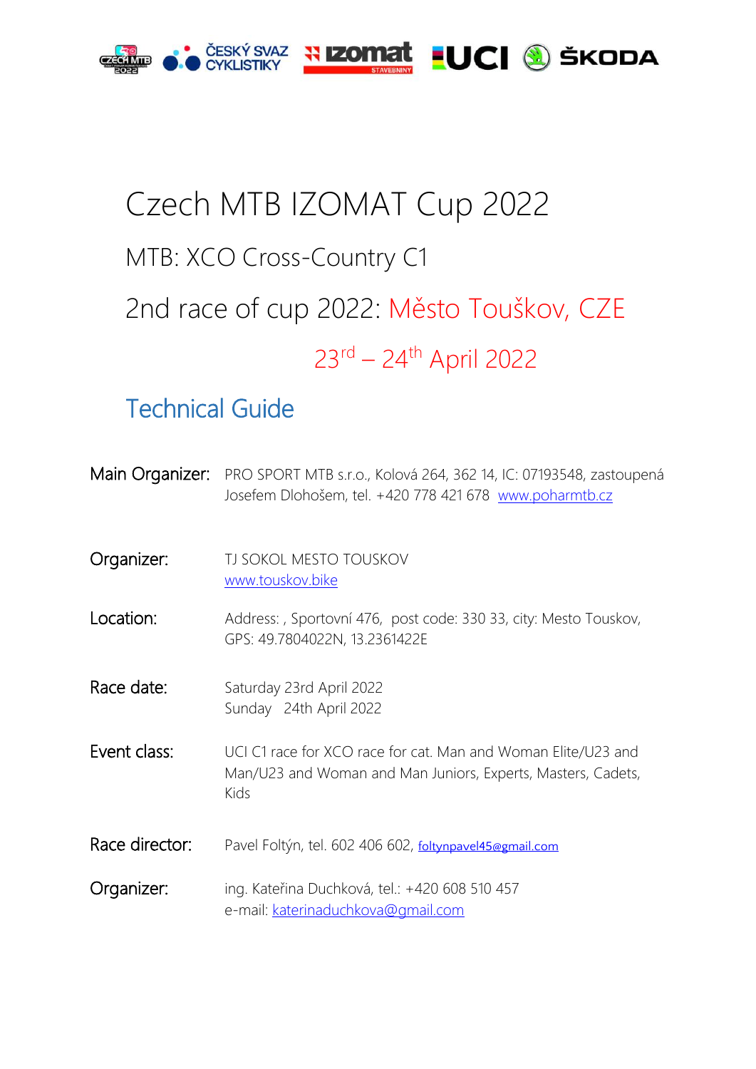# Czech MTB IZOMAT Cup 2022

## MTB: XCO Cross-Country C1

## 2nd race of cup 2022: Město Touškov, CZE

## 23rd – 24th April 2022

## Technical Guide

**Main Organizer:** PRO SPORT MTB s.r.o., Kolová 264, 362 14, IC: 07193548, zastoupená Josefem Dlohošem, tel. +420 778 421 678 www.poharmtb.cz

**Organizer:** TJ SOKOL MESTO TOUSKOV
www.touskov.bike

**Location:** Address: , Sportovní 476, post code: 330 33, city: Mesto Touskov, GPS: 49.7804022N, 13.2361422E

**Race date:** Saturday 23rd April 2022
Sunday 24th April 2022

**Event class:** UCI C1 race for XCO race for cat. Man and Woman Elite/U23 and Man/U23 and Woman and Man Juniors, Experts, Masters, Cadets, Kids

**Race director:** Pavel Foltýn, tel. 602 406 602, foltynpavel45@gmail.com

**Organizer:** ing. Kateřina Duchková, tel.: +420 608 510 457
e-mail: katerinaduchkova@gmail.com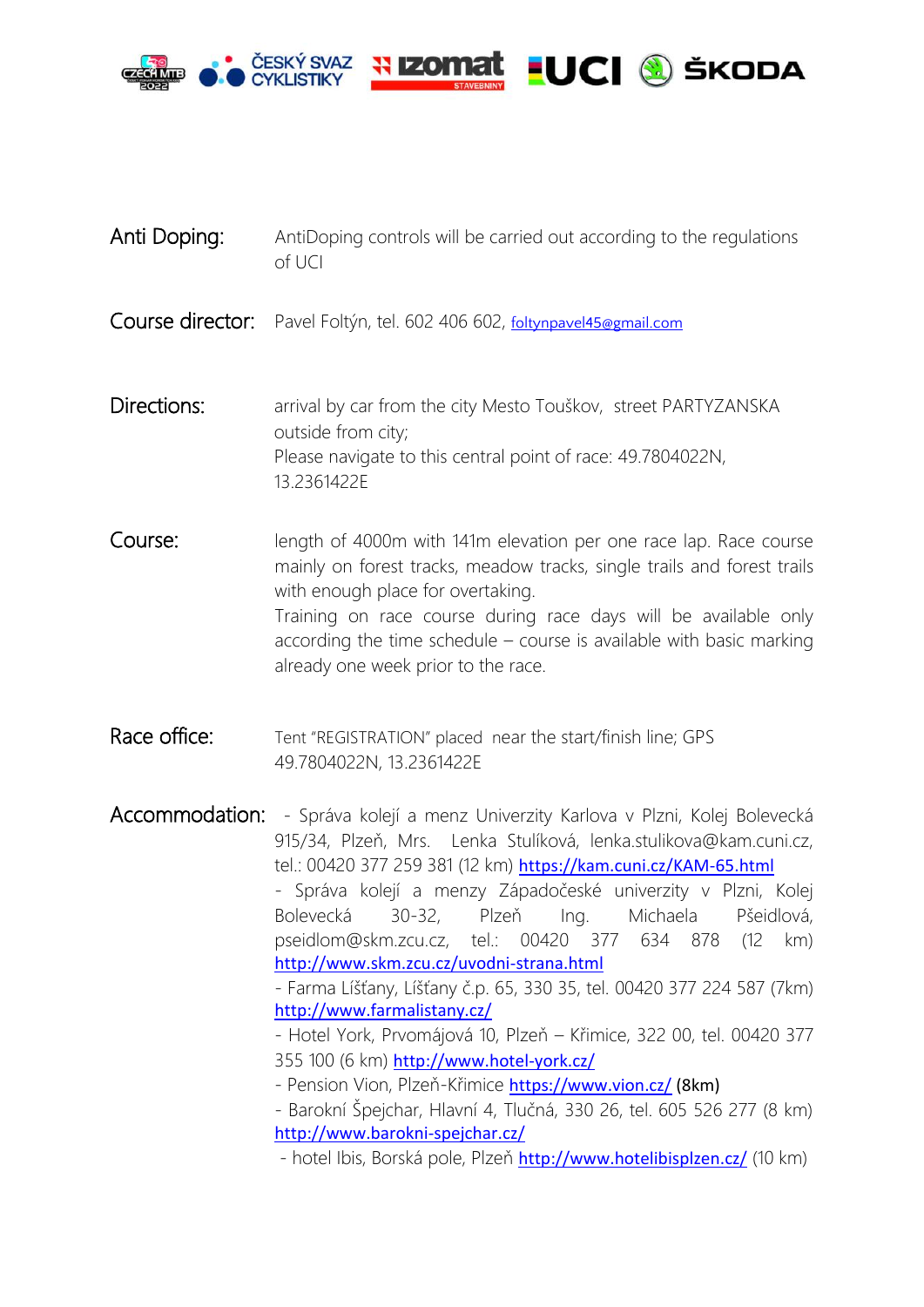**Anti Doping:** AntiDoping controls will be carried out according to the regulations of UCI

**Course director:** Pavel Foltýn, tel. 602 406 602, foltynpavel45@gmail.com

**Directions:** arrival by car from the city Mesto Touškov, street PARTYZANSKA outside from city;
Please navigate to this central point of race: 49.7804022N, 13.2361422E

**Course:** length of 4000m with 141m elevation per one race lap. Race course mainly on forest tracks, meadow tracks, single trails and forest trails with enough place for overtaking.
Training on race course during race days will be available only according the time schedule – course is available with basic marking already one week prior to the race.

**Race office:** Tent "REGISTRATION" placed near the start/finish line; GPS 49.7804022N, 13.2361422E

**Accommodation:**

- Správa kolejí a menz Univerzity Karlova v Plzni, Kolej Bolevecká 915/34, Plzeň, Mrs. Lenka Stulíková, lenka.stulikova@kam.cuni.cz, tel.: 00420 377 259 381 (12 km) https://kam.cuni.cz/KAM-65.html
- Správa kolejí a menzy Západočeské univerzity v Plzni, Kolej Bolevecká 30-32, Plzeň Ing. Michaela Pšeidlová, pseidlom@skm.zcu.cz, tel.: 00420 377 634 878 (12 km) http://www.skm.zcu.cz/uvodni-strana.html
- Farma Líšťany, Líšťany č.p. 65, 330 35, tel. 00420 377 224 587 (7km) http://www.farmalistany.cz/
- Hotel York, Prvomájová 10, Plzeň – Křimice, 322 00, tel. 00420 377 355 100 (6 km) http://www.hotel-york.cz/
- Pension Vion, Plzeň-Křimice https://www.vion.cz/ **(8km)**
- Barokní Špejchar, Hlavní 4, Tlučná, 330 26, tel. 605 526 277 (8 km) http://www.barokni-spejchar.cz/
- hotel Ibis, Borská pole, Plzeň http://www.hotelibisplzen.cz/ (10 km)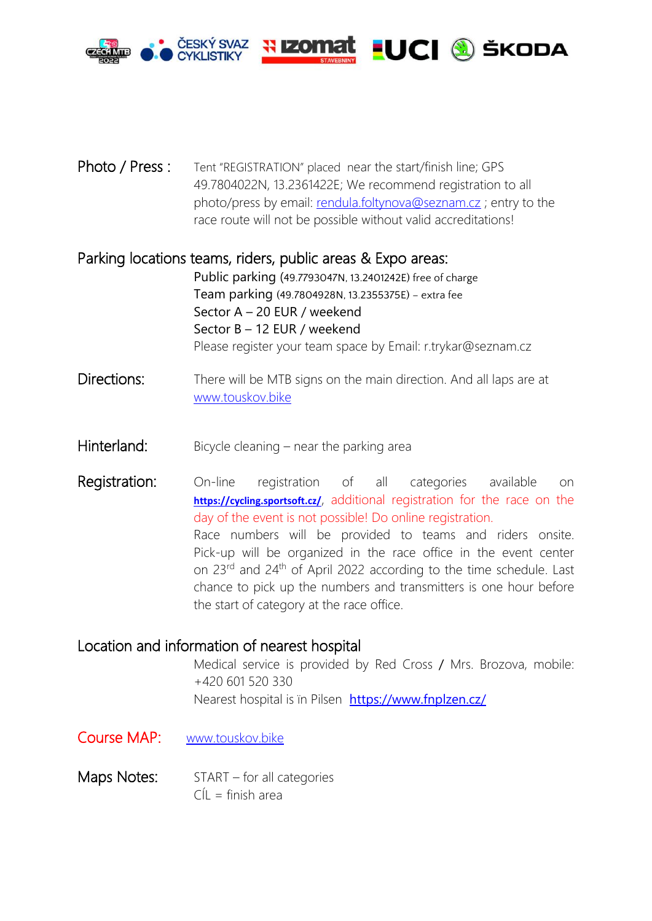**Photo / Press :** Tent "REGISTRATION" placed near the start/finish line; GPS 49.7804022N, 13.2361422E; We recommend registration to all photo/press by email: rendula.foltynova@seznam.cz ; entry to the race route will not be possible without valid accreditations!

**Parking locations teams, riders, public areas & Expo areas:**

Public parking (49.7793047N, 13.2401242E) free of charge
Team parking (49.7804928N, 13.2355375E) – extra fee
Sector A – 20 EUR / weekend
Sector B – 12 EUR / weekend
Please register your team space by Email: r.trykar@seznam.cz

**Directions:** There will be MTB signs on the main direction. And all laps are at www.touskov.bike

**Hinterland:** Bicycle cleaning – near the parking area

**Registration:** On-line registration of all categories available on **https://cycling.sportsoft.cz/**, additional registration for the race on the day of the event is not possible! Do online registration.
Race numbers will be provided to teams and riders onsite. Pick-up will be organized in the race office in the event center on 23rd and 24th of April 2022 according to the time schedule. Last chance to pick up the numbers and transmitters is one hour before the start of category at the race office.

**Location and information of nearest hospital**

Medical service is provided by Red Cross / Mrs. Brozova, mobile: +420 601 520 330
Nearest hospital is in Pilsen https://www.fnplzen.cz/

**Course MAP:** www.touskov.bike

**Maps Notes:** START – for all categories
CÍL = finish area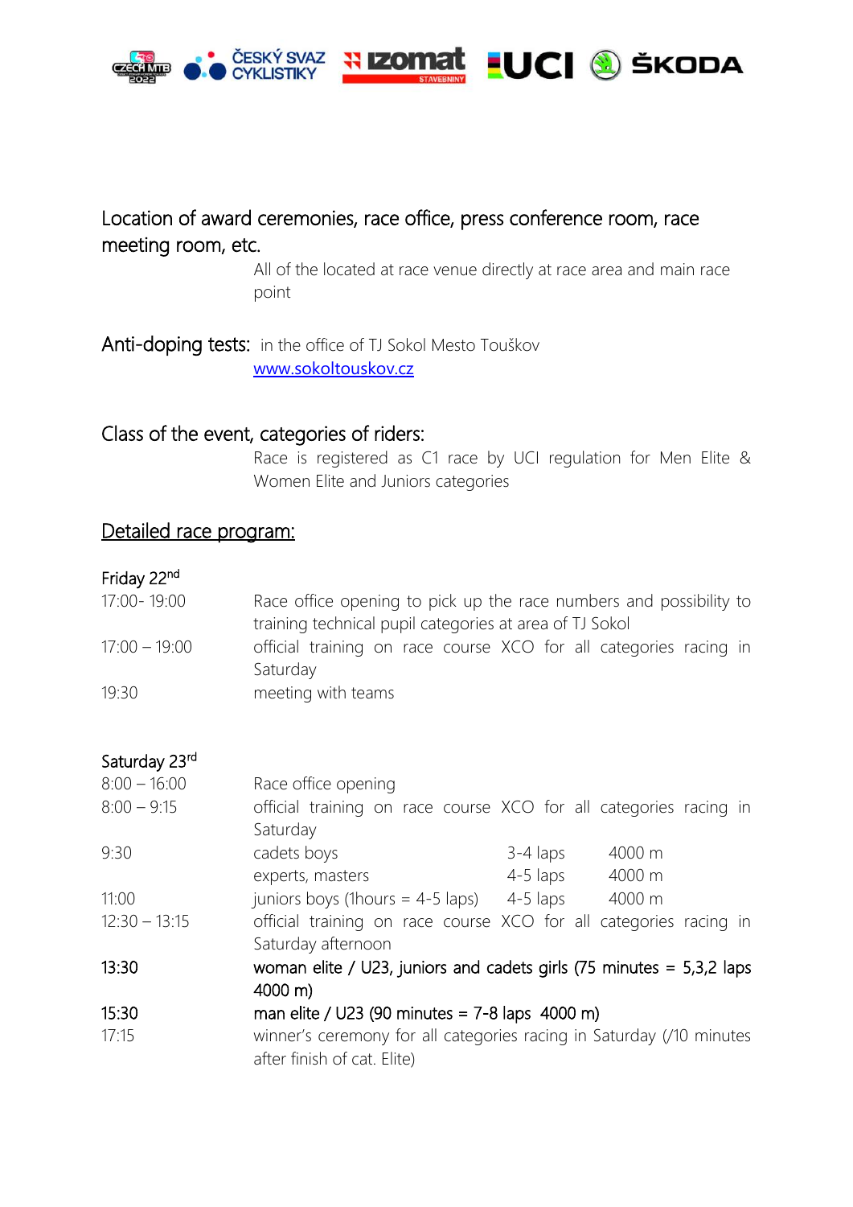## Location of award ceremonies, race office, press conference room, race meeting room, etc.

All of the located at race venue directly at race area and main race point

## Anti-doping tests:

in the office of TJ Sokol Mesto Touškov
www.sokoltouskov.cz

## Class of the event, categories of riders:

Race is registered as C1 race by UCI regulation for Men Elite & Women Elite and Juniors categories

## Detailed race program:

### Friday 22nd

| | | | |
|---|---|---|---|
| 17:00- 19:00 | Race office opening to pick up the race numbers and possibility to training technical pupil categories at area of TJ Sokol | | |
| 17:00 – 19:00 | official training on race course XCO for all categories racing in Saturday | | |
| 19:30 | meeting with teams | | |

### Saturday 23rd

| | | | |
|---|---|---|---|
| 8:00 – 16:00 | Race office opening | | |
| 8:00 – 9:15 | official training on race course XCO for all categories racing in Saturday | | |
| 9:30 | cadets boys | 3-4 laps | 4000 m |
| | experts, masters | 4-5 laps | 4000 m |
| 11:00 | juniors boys (1hours = 4-5 laps) | 4-5 laps | 4000 m |
| 12:30 – 13:15 | official training on race course XCO for all categories racing in Saturday afternoon | | |
| **13:30** | **woman elite / U23, juniors and cadets girls (75 minutes = 5,3,2 laps 4000 m)** | | |
| **15:30** | **man elite / U23 (90 minutes = 7-8 laps 4000 m)** | | |
| 17:15 | winner's ceremony for all categories racing in Saturday (/10 minutes after finish of cat. Elite) | | |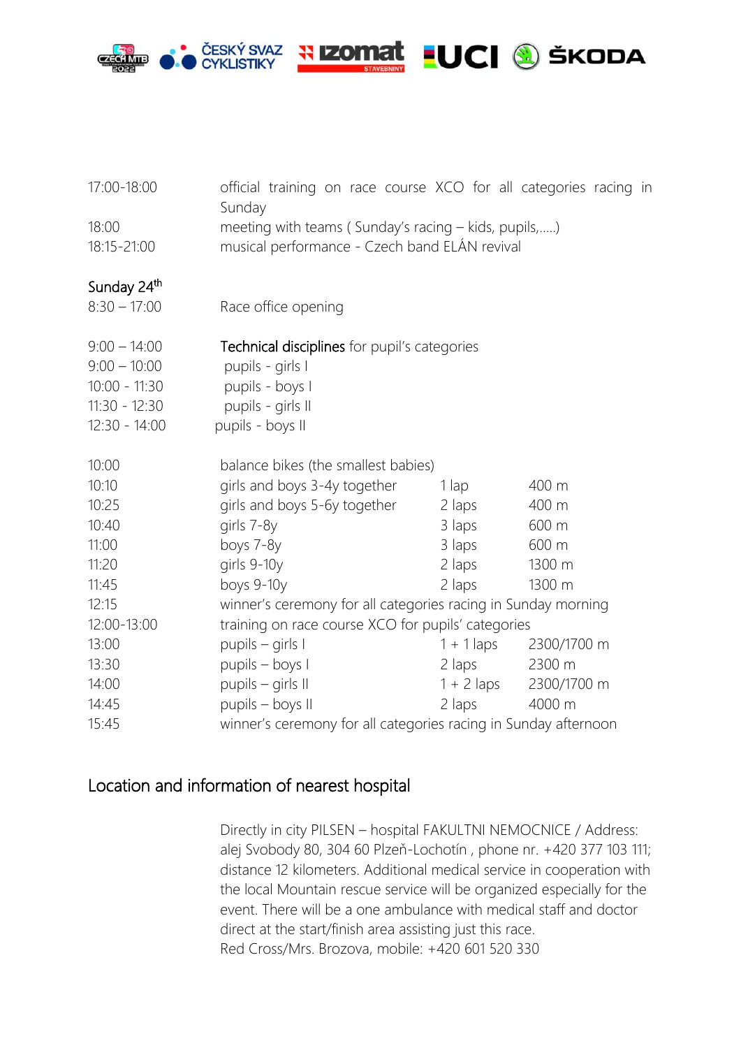| | |
|---|---|
| 17:00-18:00 | official training on race course XCO for all categories racing in Sunday |
| 18:00 | meeting with teams ( Sunday's racing – kids, pupils,.....) |
| 18:15-21:00 | musical performance - Czech band ELÁN revival |

Sunday 24th

| | |
|---|---|
| 8:30 – 17:00 | Race office opening |

| | |
|---|---|
| 9:00 – 14:00 | Technical disciplines for pupil's categories |
| 9:00 – 10:00 | pupils - girls I |
| 10:00 - 11:30 | pupils - boys I |
| 11:30 - 12:30 | pupils - girls II |
| 12:30 - 14:00 | pupils - boys II |

| | | | |
|---|---|---|---|
| 10:00 | balance bikes (the smallest babies) | | |
| 10:10 | girls and boys 3-4y together | 1 lap | 400 m |
| 10:25 | girls and boys 5-6y together | 2 laps | 400 m |
| 10:40 | girls 7-8y | 3 laps | 600 m |
| 11:00 | boys 7-8y | 3 laps | 600 m |
| 11:20 | girls 9-10y | 2 laps | 1300 m |
| 11:45 | boys 9-10y | 2 laps | 1300 m |
| 12:15 | winner's ceremony for all categories racing in Sunday morning | | |
| 12:00-13:00 | training on race course XCO for pupils' categories | | |
| 13:00 | pupils – girls I | 1 + 1 laps | 2300/1700 m |
| 13:30 | pupils – boys I | 2 laps | 2300 m |
| 14:00 | pupils – girls II | 1 + 2 laps | 2300/1700 m |
| 14:45 | pupils – boys II | 2 laps | 4000 m |
| 15:45 | winner's ceremony for all categories racing in Sunday afternoon | | |

## Location and information of nearest hospital

Directly in city PILSEN – hospital FAKULTNI NEMOCNICE / Address: alej Svobody 80, 304 60 Plzeň-Lochotín , phone nr. +420 377 103 111; distance 12 kilometers. Additional medical service in cooperation with the local Mountain rescue service will be organized especially for the event. There will be a one ambulance with medical staff and doctor direct at the start/finish area assisting just this race.
Red Cross/Mrs. Brozova, mobile: +420 601 520 330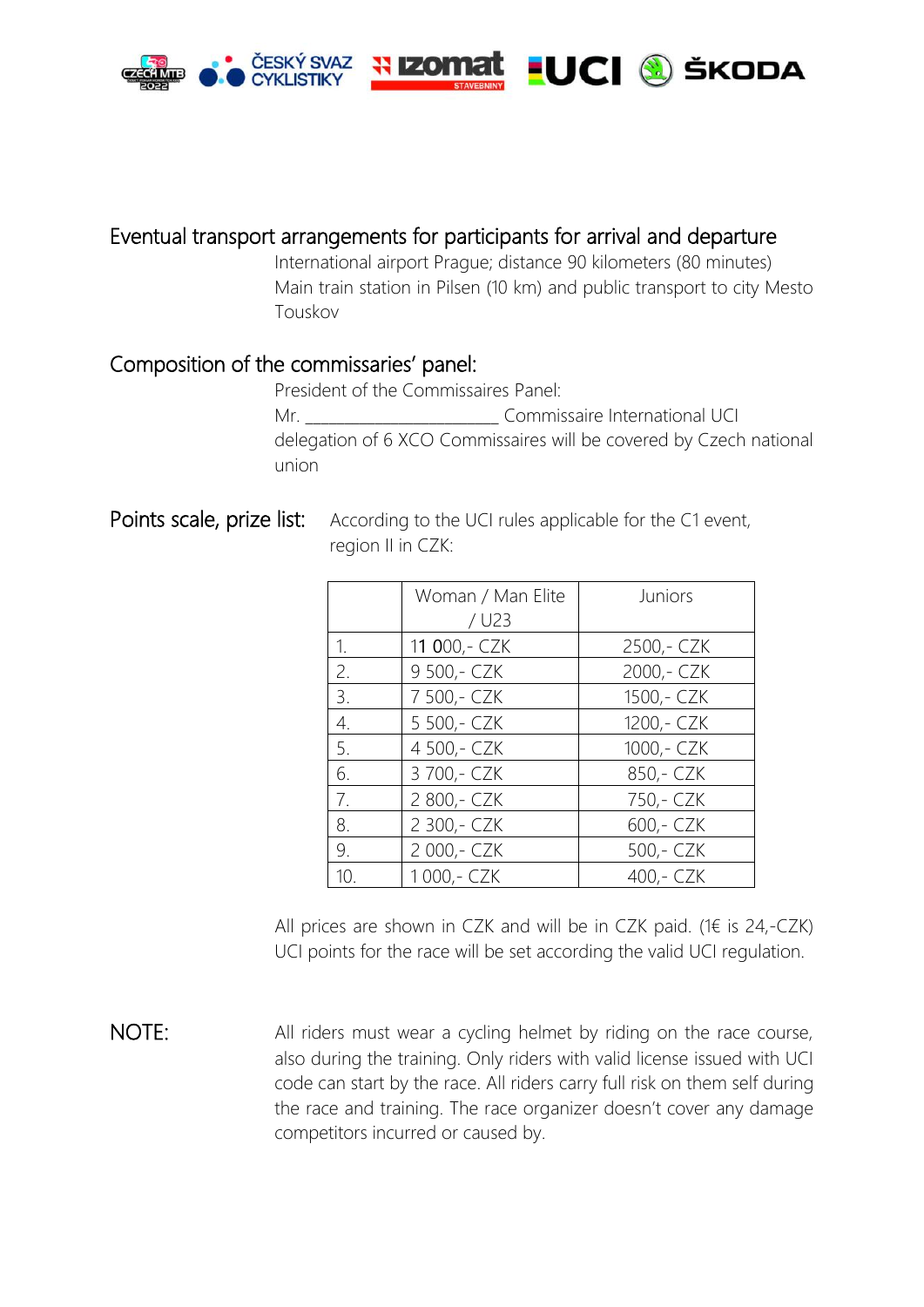## Eventual transport arrangements for participants for arrival and departure

International airport Prague; distance 90 kilometers (80 minutes)
Main train station in Pilsen (10 km) and public transport to city Mesto Touskov

## Composition of the commissaries' panel:

President of the Commissaires Panel:
Mr. ______________________ Commissaire International UCI
delegation of 6 XCO Commissaires will be covered by Czech national union

## Points scale, prize list:

According to the UCI rules applicable for the C1 event, region II in CZK:

| | Woman / Man Elite / U23 | Juniors |
|---|---|---|
| 1. | 11 000,- CZK | 2500,- CZK |
| 2. | 9 500,- CZK | 2000,- CZK |
| 3. | 7 500,- CZK | 1500,- CZK |
| 4. | 5 500,- CZK | 1200,- CZK |
| 5. | 4 500,- CZK | 1000,- CZK |
| 6. | 3 700,- CZK | 850,- CZK |
| 7. | 2 800,- CZK | 750,- CZK |
| 8. | 2 300,- CZK | 600,- CZK |
| 9. | 2 000,- CZK | 500,- CZK |
| 10. | 1 000,- CZK | 400,- CZK |

All prices are shown in CZK and will be in CZK paid. (1€ is 24,-CZK)
UCI points for the race will be set according the valid UCI regulation.

## NOTE:

All riders must wear a cycling helmet by riding on the race course, also during the training. Only riders with valid license issued with UCI code can start by the race. All riders carry full risk on them self during the race and training. The race organizer doesn't cover any damage competitors incurred or caused by.